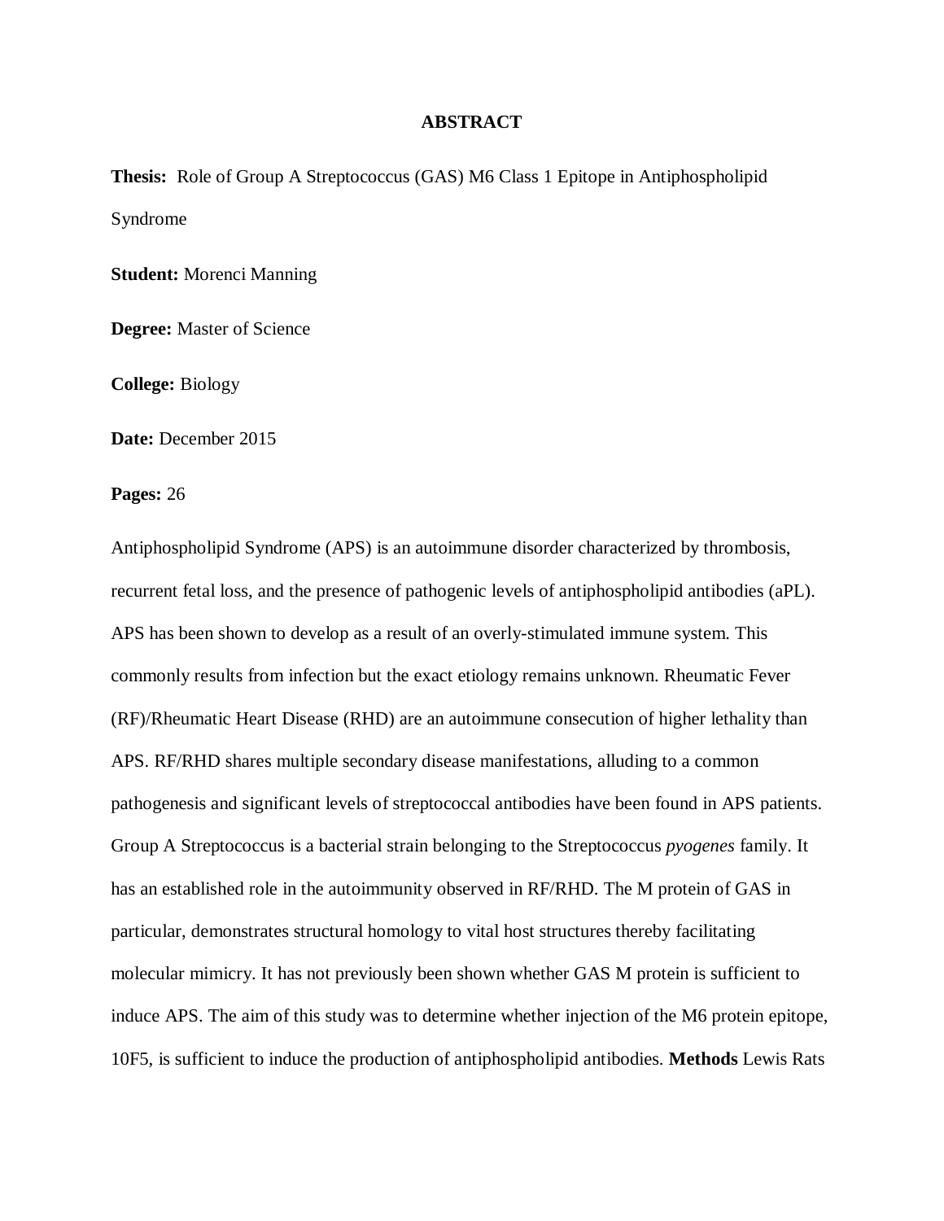# ABSTRACT

**Thesis:** Role of Group A Streptococcus (GAS) M6 Class 1 Epitope in Antiphospholipid Syndrome

**Student:** Morenci Manning

**Degree:** Master of Science

**College:** Biology

**Date:** December 2015

**Pages:** 26

Antiphospholipid Syndrome (APS) is an autoimmune disorder characterized by thrombosis, recurrent fetal loss, and the presence of pathogenic levels of antiphospholipid antibodies (aPL). APS has been shown to develop as a result of an overly-stimulated immune system. This commonly results from infection but the exact etiology remains unknown. Rheumatic Fever (RF)/Rheumatic Heart Disease (RHD) are an autoimmune consecution of higher lethality than APS. RF/RHD shares multiple secondary disease manifestations, alluding to a common pathogenesis and significant levels of streptococcal antibodies have been found in APS patients. Group A Streptococcus is a bacterial strain belonging to the Streptococcus *pyogenes* family. It has an established role in the autoimmunity observed in RF/RHD. The M protein of GAS in particular, demonstrates structural homology to vital host structures thereby facilitating molecular mimicry. It has not previously been shown whether GAS M protein is sufficient to induce APS. The aim of this study was to determine whether injection of the M6 protein epitope, 10F5, is sufficient to induce the production of antiphospholipid antibodies. **Methods** Lewis Rats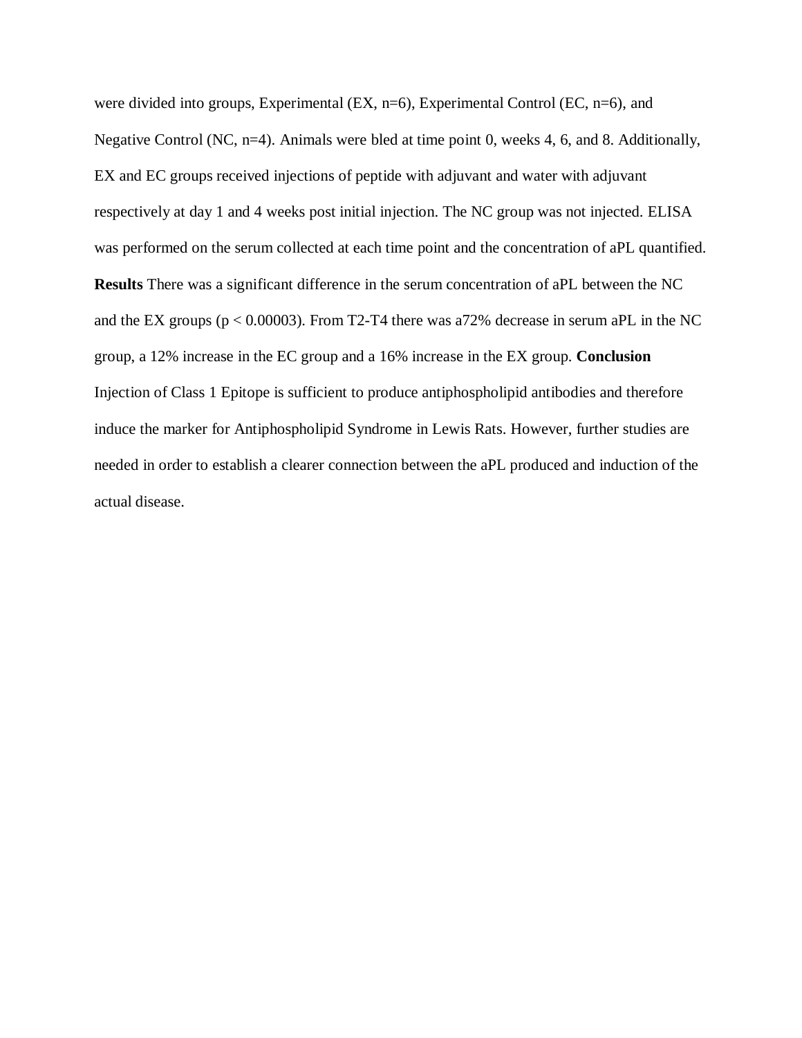were divided into groups, Experimental (EX, n=6), Experimental Control (EC, n=6), and Negative Control (NC, n=4). Animals were bled at time point 0, weeks 4, 6, and 8. Additionally, EX and EC groups received injections of peptide with adjuvant and water with adjuvant respectively at day 1 and 4 weeks post initial injection. The NC group was not injected. ELISA was performed on the serum collected at each time point and the concentration of aPL quantified. **Results** There was a significant difference in the serum concentration of aPL between the NC and the EX groups ($p < 0.00003$). From T2-T4 there was a72% decrease in serum aPL in the NC group, a 12% increase in the EC group and a 16% increase in the EX group. **Conclusion** Injection of Class 1 Epitope is sufficient to produce antiphospholipid antibodies and therefore induce the marker for Antiphospholipid Syndrome in Lewis Rats. However, further studies are needed in order to establish a clearer connection between the aPL produced and induction of the actual disease.